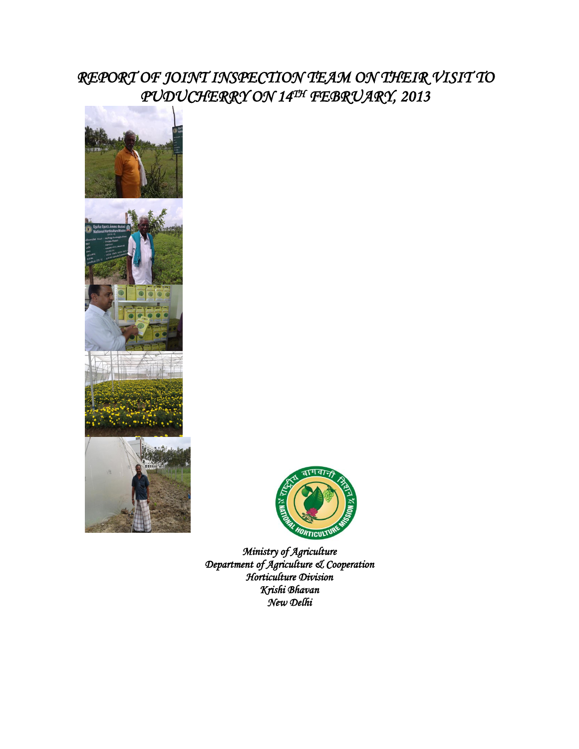# *REPORT OF JOINT INSPECTION TEAM ON THEIR VISIT TO PUDUCHERRY ON 14TH FEBRUARY, 2013*

*Ministry of Agriculture*
*Department of Agriculture & Cooperation*
*Horticulture Division*
*Krishi Bhavan*
*New Delhi*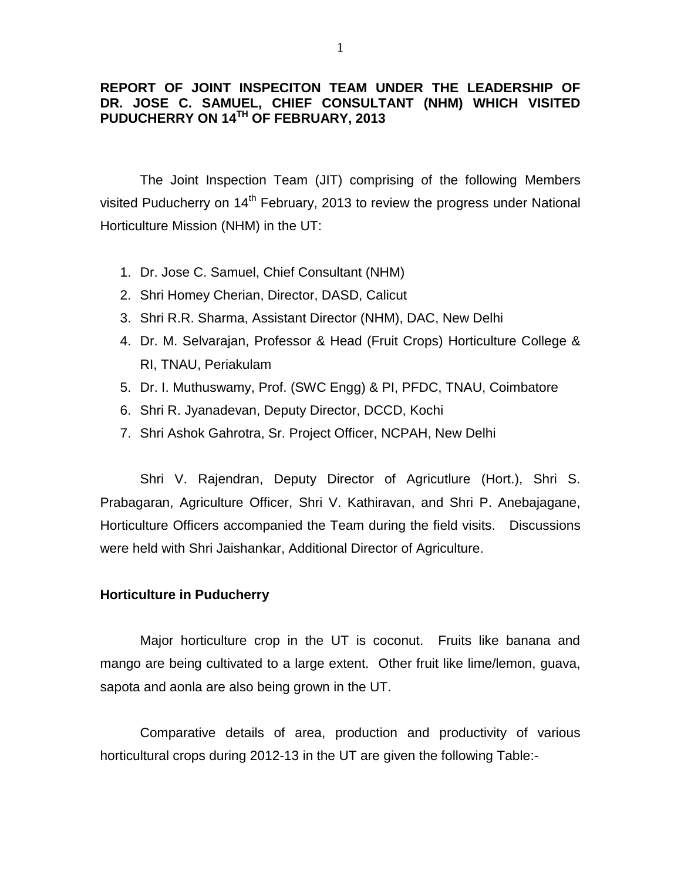**REPORT OF JOINT INSPECITON TEAM UNDER THE LEADERSHIP OF DR. JOSE C. SAMUEL, CHIEF CONSULTANT (NHM) WHICH VISITED PUDUCHERRY ON 14TH OF FEBRUARY, 2013**

The Joint Inspection Team (JIT) comprising of the following Members visited Puducherry on 14th February, 2013 to review the progress under National Horticulture Mission (NHM) in the UT:

1. Dr. Jose C. Samuel, Chief Consultant (NHM)
2. Shri Homey Cherian, Director, DASD, Calicut
3. Shri R.R. Sharma, Assistant Director (NHM), DAC, New Delhi
4. Dr. M. Selvarajan, Professor & Head (Fruit Crops) Horticulture College & RI, TNAU, Periakulam
5. Dr. I. Muthuswamy, Prof. (SWC Engg) & PI, PFDC, TNAU, Coimbatore
6. Shri R. Jyanadevan, Deputy Director, DCCD, Kochi
7. Shri Ashok Gahrotra, Sr. Project Officer, NCPAH, New Delhi

Shri V. Rajendran, Deputy Director of Agricutlure (Hort.), Shri S. Prabagaran, Agriculture Officer, Shri V. Kathiravan, and Shri P. Anebajagane, Horticulture Officers accompanied the Team during the field visits. Discussions were held with Shri Jaishankar, Additional Director of Agriculture.

**Horticulture in Puducherry**

Major horticulture crop in the UT is coconut. Fruits like banana and mango are being cultivated to a large extent. Other fruit like lime/lemon, guava, sapota and aonla are also being grown in the UT.

Comparative details of area, production and productivity of various horticultural crops during 2012-13 in the UT are given the following Table:-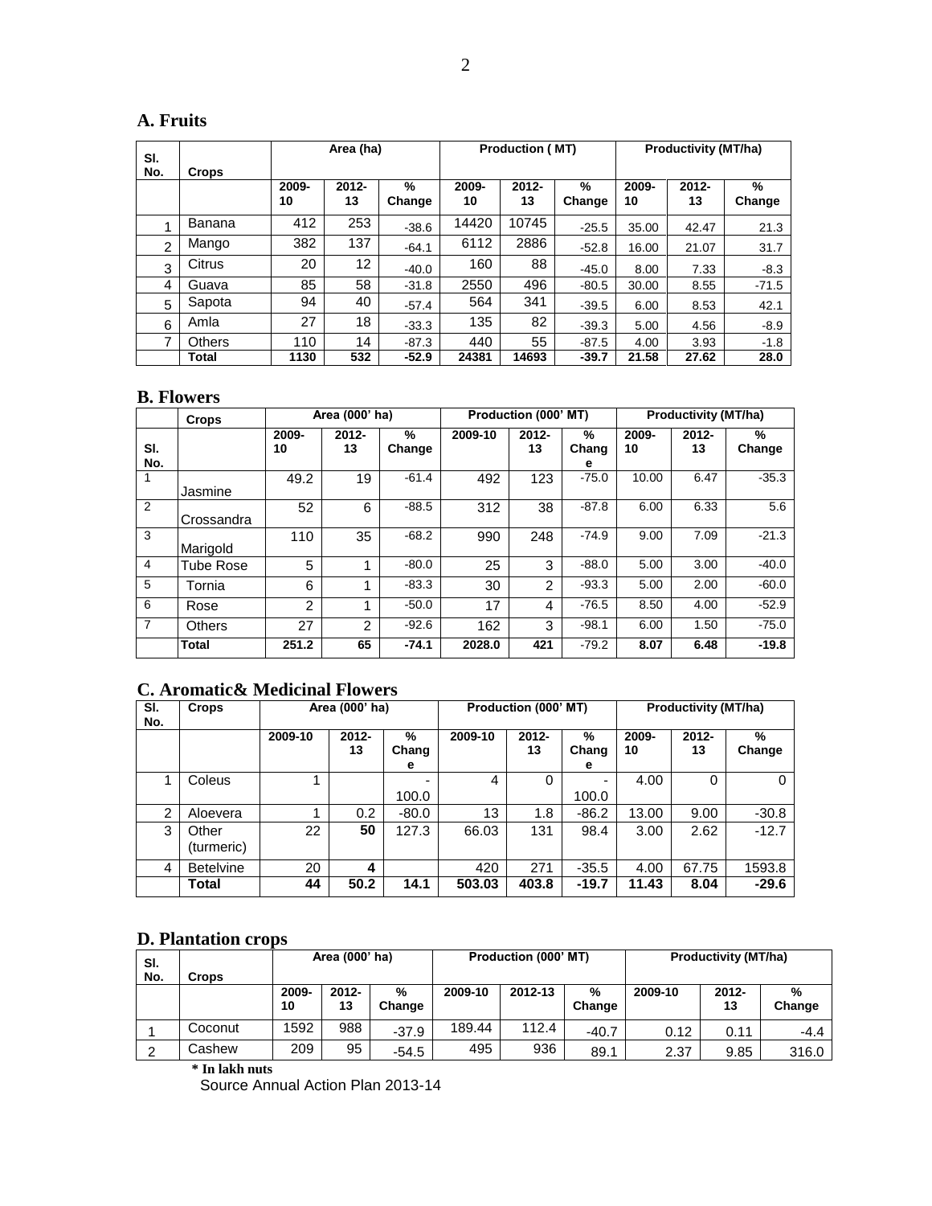## A. Fruits

| Sl. No. | Crops | Area (ha) | | | Production ( MT) | | | Productivity (MT/ha) | | |
|---|---|---|---|---|---|---|---|---|---|---|
| | | 2009-10 | 2012-13 | % Change | 2009-10 | 2012-13 | % Change | 2009-10 | 2012-13 | % Change |
| 1 | Banana | 412 | 253 | -38.6 | 14420 | 10745 | -25.5 | 35.00 | 42.47 | 21.3 |
| 2 | Mango | 382 | 137 | -64.1 | 6112 | 2886 | -52.8 | 16.00 | 21.07 | 31.7 |
| 3 | Citrus | 20 | 12 | -40.0 | 160 | 88 | -45.0 | 8.00 | 7.33 | -8.3 |
| 4 | Guava | 85 | 58 | -31.8 | 2550 | 496 | -80.5 | 30.00 | 8.55 | -71.5 |
| 5 | Sapota | 94 | 40 | -57.4 | 564 | 341 | -39.5 | 6.00 | 8.53 | 42.1 |
| 6 | Amla | 27 | 18 | -33.3 | 135 | 82 | -39.3 | 5.00 | 4.56 | -8.9 |
| 7 | Others | 110 | 14 | -87.3 | 440 | 55 | -87.5 | 4.00 | 3.93 | -1.8 |
| | **Total** | **1130** | **532** | **-52.9** | **24381** | **14693** | **-39.7** | **21.58** | **27.62** | **28.0** |

## B. Flowers

| Sl. No. | Crops | Area (000' ha) | | | Production (000' MT) | | | Productivity (MT/ha) | | |
|---|---|---|---|---|---|---|---|---|---|---|
| | | 2009-10 | 2012-13 | % Change | 2009-10 | 2012-13 | % Change | 2009-10 | 2012-13 | % Change |
| 1 | Jasmine | 49.2 | 19 | -61.4 | 492 | 123 | -75.0 | 10.00 | 6.47 | -35.3 |
| 2 | Crossandra | 52 | 6 | -88.5 | 312 | 38 | -87.8 | 6.00 | 6.33 | 5.6 |
| 3 | Marigold | 110 | 35 | -68.2 | 990 | 248 | -74.9 | 9.00 | 7.09 | -21.3 |
| 4 | Tube Rose | 5 | 1 | -80.0 | 25 | 3 | -88.0 | 5.00 | 3.00 | -40.0 |
| 5 | Tornia | 6 | 1 | -83.3 | 30 | 2 | -93.3 | 5.00 | 2.00 | -60.0 |
| 6 | Rose | 2 | 1 | -50.0 | 17 | 4 | -76.5 | 8.50 | 4.00 | -52.9 |
| 7 | Others | 27 | 2 | -92.6 | 162 | 3 | -98.1 | 6.00 | 1.50 | -75.0 |
| | **Total** | **251.2** | **65** | **-74.1** | **2028.0** | **421** | -79.2 | **8.07** | **6.48** | **-19.8** |

## C. Aromatic& Medicinal Flowers

| Sl. No. | Crops | Area (000' ha) | | | Production (000' MT) | | | Productivity (MT/ha) | | |
|---|---|---|---|---|---|---|---|---|---|---|
| | | 2009-10 | 2012-13 | % Change | 2009-10 | 2012-13 | % Change | 2009-10 | 2012-13 | % Change |
| 1 | Coleus | 1 | | -100.0 | 4 | 0 | -100.0 | 4.00 | 0 | 0 |
| 2 | Aloevera | 1 | 0.2 | -80.0 | 13 | 1.8 | -86.2 | 13.00 | 9.00 | -30.8 |
| 3 | Other (turmeric) | 22 | **50** | 127.3 | 66.03 | 131 | 98.4 | 3.00 | 2.62 | -12.7 |
| 4 | Betelvine | 20 | **4** | | 420 | 271 | -35.5 | 4.00 | 67.75 | 1593.8 |
| | **Total** | **44** | **50.2** | **14.1** | **503.03** | **403.8** | **-19.7** | **11.43** | **8.04** | **-29.6** |

## D. Plantation crops

| Sl. No. | Crops | Area (000' ha) | | | Production (000' MT) | | | Productivity (MT/ha) | | |
|---|---|---|---|---|---|---|---|---|---|---|
| | | 2009-10 | 2012-13 | % Change | 2009-10 | 2012-13 | % Change | 2009-10 | 2012-13 | % Change |
| 1 | Coconut | 1592 | 988 | -37.9 | 189.44 | 112.4 | -40.7 | 0.12 | 0.11 | -4.4 |
| 2 | Cashew | 209 | 95 | -54.5 | 495 | 936 | 89.1 | 2.37 | 9.85 | 316.0 |

**\* In lakh nuts**

Source Annual Action Plan 2013-14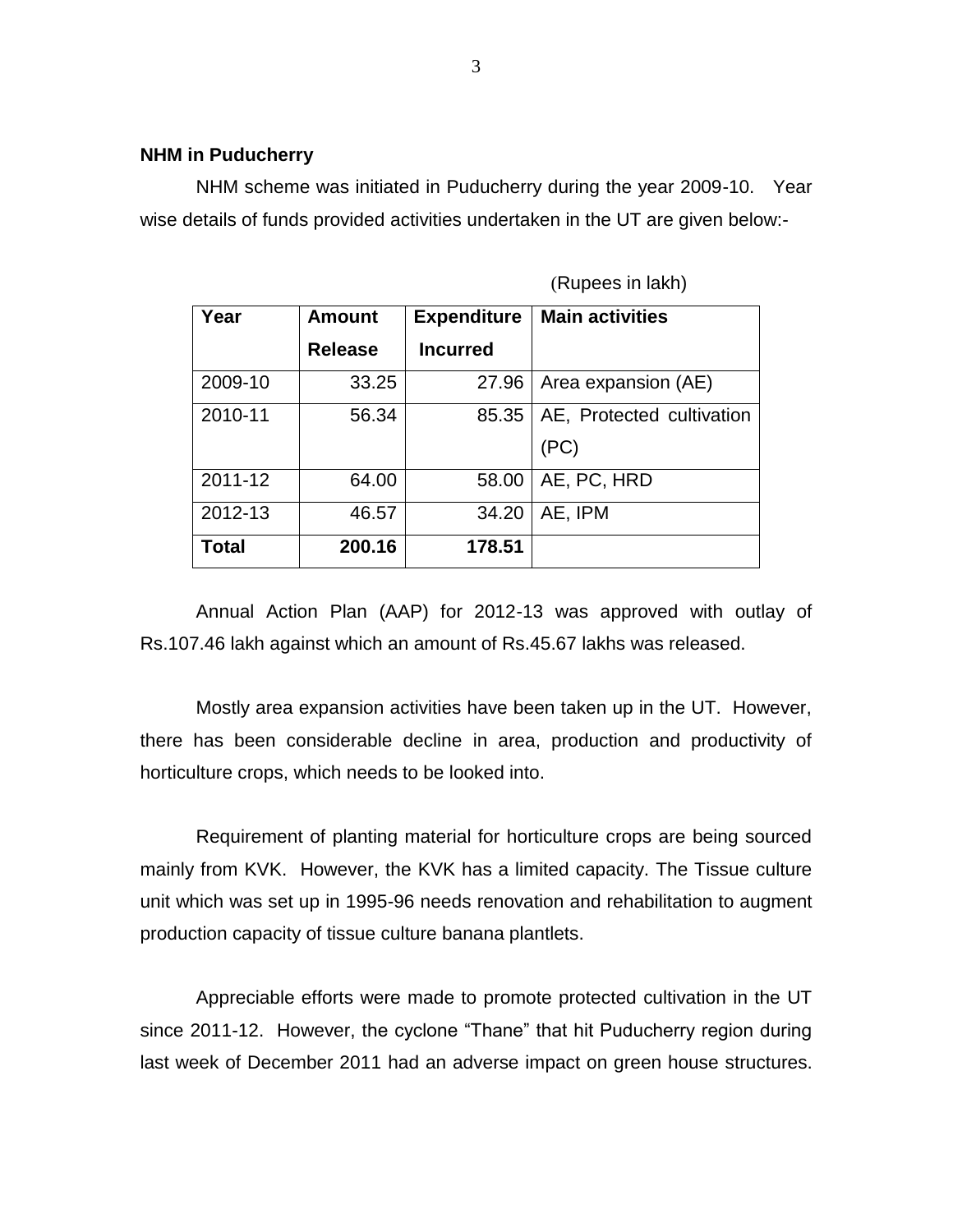**NHM in Puducherry**

NHM scheme was initiated in Puducherry during the year 2009-10. Year wise details of funds provided activities undertaken in the UT are given below:-

(Rupees in lakh)

| Year | Amount Release | Expenditure Incurred | Main activities |
|---|---|---|---|
| 2009-10 | 33.25 | 27.96 | Area expansion (AE) |
| 2010-11 | 56.34 | 85.35 | AE, Protected cultivation (PC) |
| 2011-12 | 64.00 | 58.00 | AE, PC, HRD |
| 2012-13 | 46.57 | 34.20 | AE, IPM |
| **Total** | **200.16** | **178.51** | |

Annual Action Plan (AAP) for 2012-13 was approved with outlay of Rs.107.46 lakh against which an amount of Rs.45.67 lakhs was released.

Mostly area expansion activities have been taken up in the UT. However, there has been considerable decline in area, production and productivity of horticulture crops, which needs to be looked into.

Requirement of planting material for horticulture crops are being sourced mainly from KVK. However, the KVK has a limited capacity. The Tissue culture unit which was set up in 1995-96 needs renovation and rehabilitation to augment production capacity of tissue culture banana plantlets.

Appreciable efforts were made to promote protected cultivation in the UT since 2011-12. However, the cyclone "Thane" that hit Puducherry region during last week of December 2011 had an adverse impact on green house structures.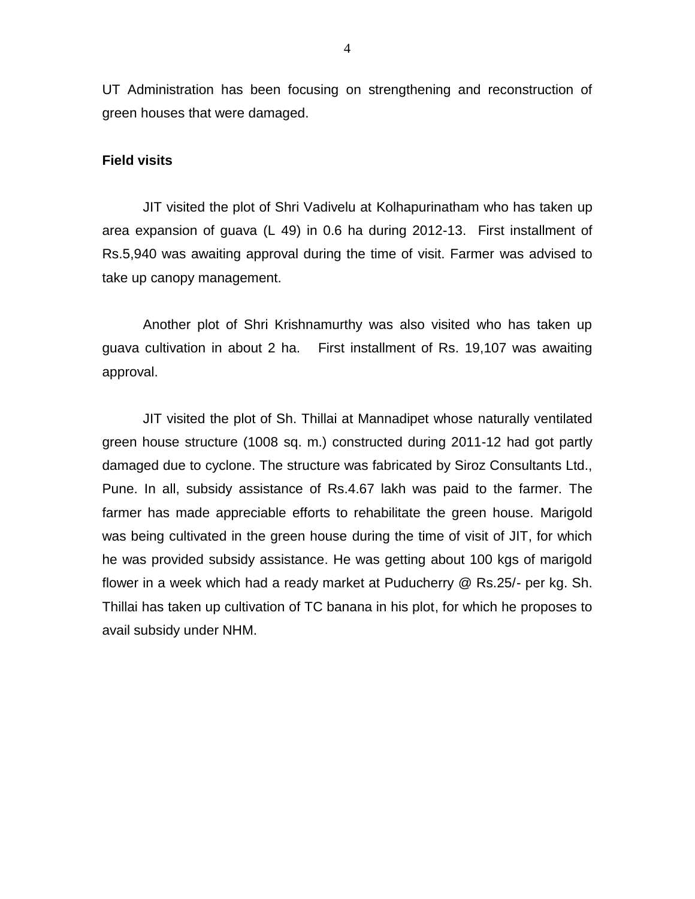UT Administration has been focusing on strengthening and reconstruction of green houses that were damaged.

**Field visits**

JIT visited the plot of Shri Vadivelu at Kolhapurinatham who has taken up area expansion of guava (L 49) in 0.6 ha during 2012-13. First installment of Rs.5,940 was awaiting approval during the time of visit. Farmer was advised to take up canopy management.

Another plot of Shri Krishnamurthy was also visited who has taken up guava cultivation in about 2 ha. First installment of Rs. 19,107 was awaiting approval.

JIT visited the plot of Sh. Thillai at Mannadipet whose naturally ventilated green house structure (1008 sq. m.) constructed during 2011-12 had got partly damaged due to cyclone. The structure was fabricated by Siroz Consultants Ltd., Pune. In all, subsidy assistance of Rs.4.67 lakh was paid to the farmer. The farmer has made appreciable efforts to rehabilitate the green house. Marigold was being cultivated in the green house during the time of visit of JIT, for which he was provided subsidy assistance. He was getting about 100 kgs of marigold flower in a week which had a ready market at Puducherry @ Rs.25/- per kg. Sh. Thillai has taken up cultivation of TC banana in his plot, for which he proposes to avail subsidy under NHM.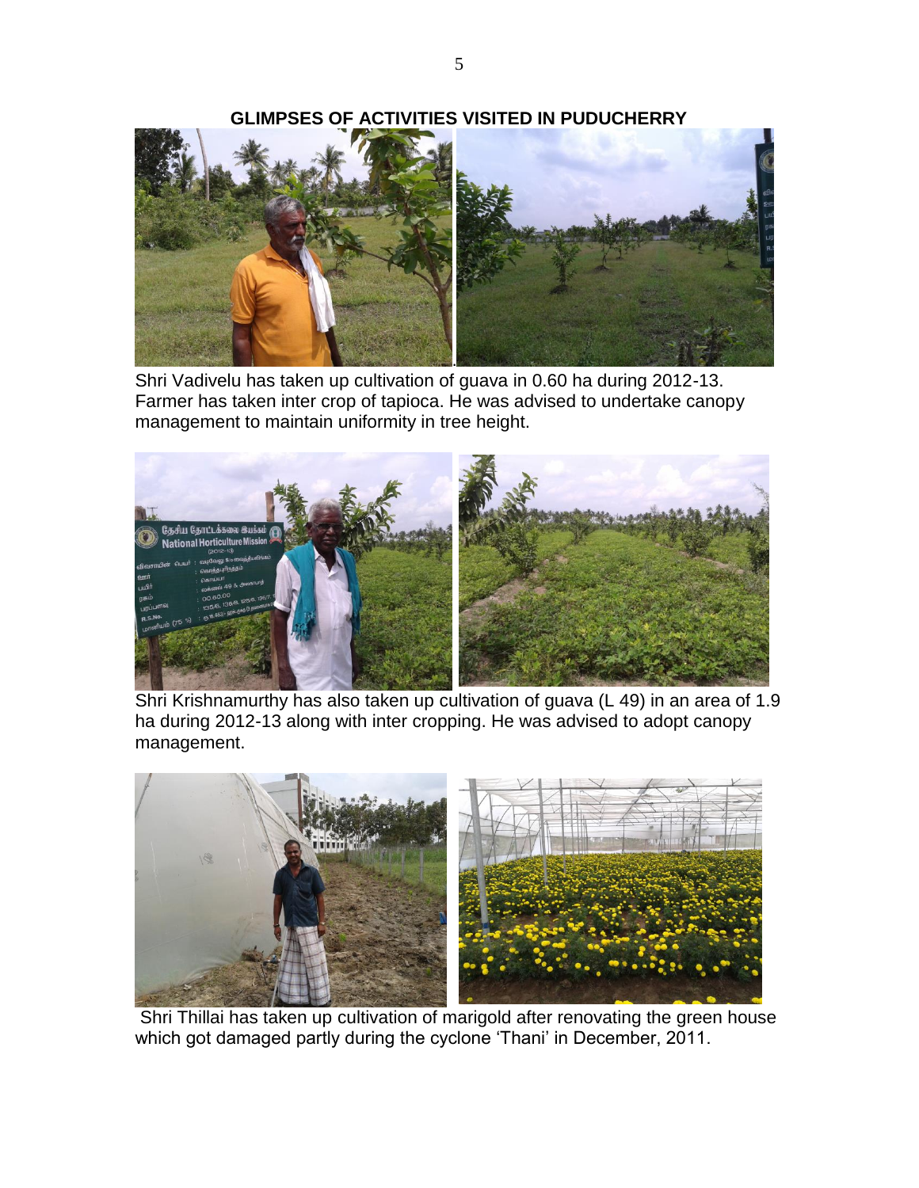**GLIMPSES OF ACTIVITIES VISITED IN PUDUCHERRY**

Shri Vadivelu has taken up cultivation of guava in 0.60 ha during 2012-13. Farmer has taken inter crop of tapioca. He was advised to undertake canopy management to maintain uniformity in tree height.

Shri Krishnamurthy has also taken up cultivation of guava (L 49) in an area of 1.9 ha during 2012-13 along with inter cropping. He was advised to adopt canopy management.

Shri Thillai has taken up cultivation of marigold after renovating the green house which got damaged partly during the cyclone 'Thani' in December, 2011.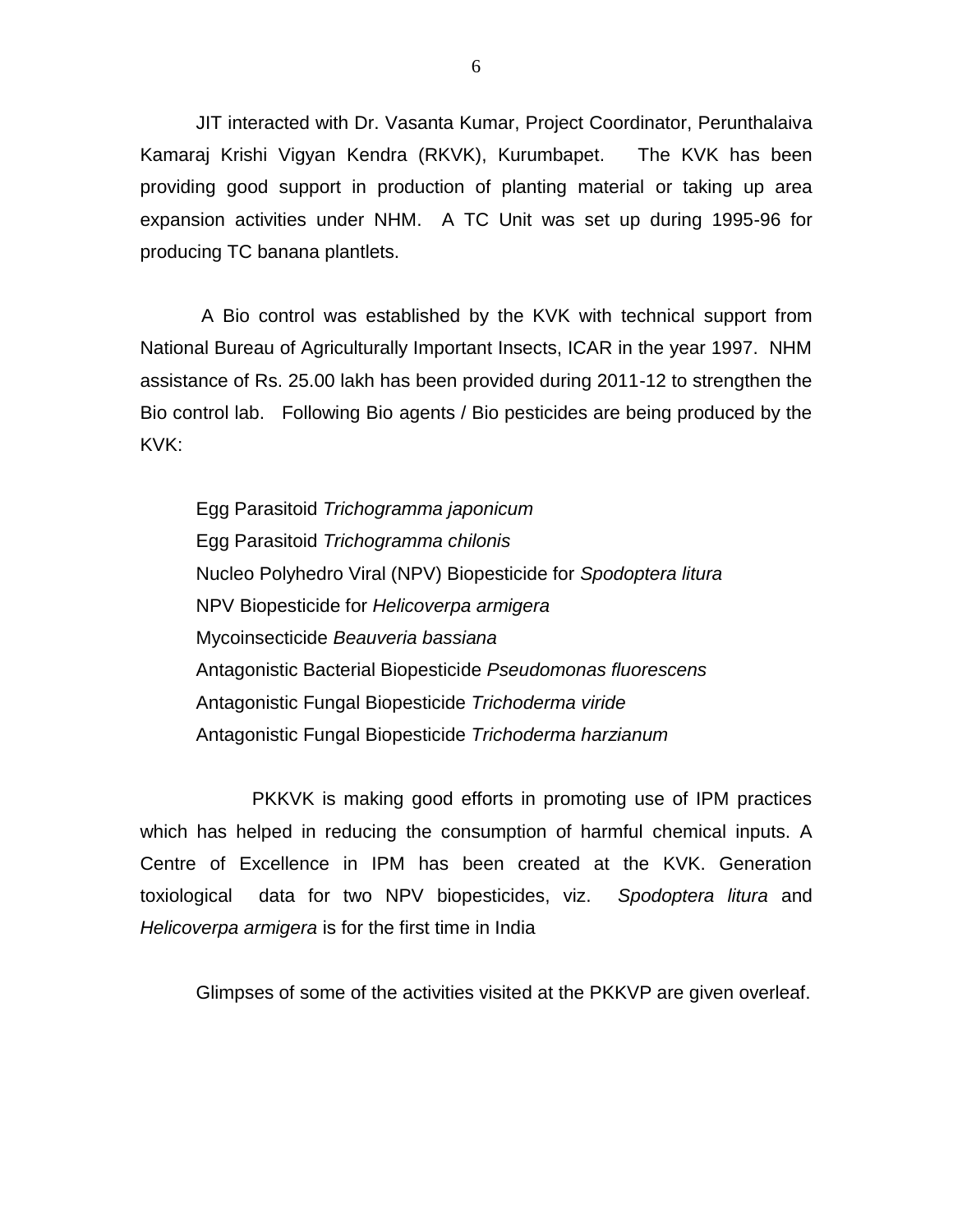JIT interacted with Dr. Vasanta Kumar, Project Coordinator, Perunthalaiva Kamaraj Krishi Vigyan Kendra (RKVK), Kurumbapet. The KVK has been providing good support in production of planting material or taking up area expansion activities under NHM. A TC Unit was set up during 1995-96 for producing TC banana plantlets.

A Bio control was established by the KVK with technical support from National Bureau of Agriculturally Important Insects, ICAR in the year 1997. NHM assistance of Rs. 25.00 lakh has been provided during 2011-12 to strengthen the Bio control lab. Following Bio agents / Bio pesticides are being produced by the KVK:

Egg Parasitoid *Trichogramma japonicum*
Egg Parasitoid *Trichogramma chilonis*
Nucleo Polyhedro Viral (NPV) Biopesticide for *Spodoptera litura*
NPV Biopesticide for *Helicoverpa armigera*
Mycoinsecticide *Beauveria bassiana*
Antagonistic Bacterial Biopesticide *Pseudomonas fluorescens*
Antagonistic Fungal Biopesticide *Trichoderma viride*
Antagonistic Fungal Biopesticide *Trichoderma harzianum*

PKKVK is making good efforts in promoting use of IPM practices which has helped in reducing the consumption of harmful chemical inputs. A Centre of Excellence in IPM has been created at the KVK. Generation toxiological data for two NPV biopesticides, viz. *Spodoptera litura* and *Helicoverpa armigera* is for the first time in India

Glimpses of some of the activities visited at the PKKVP are given overleaf.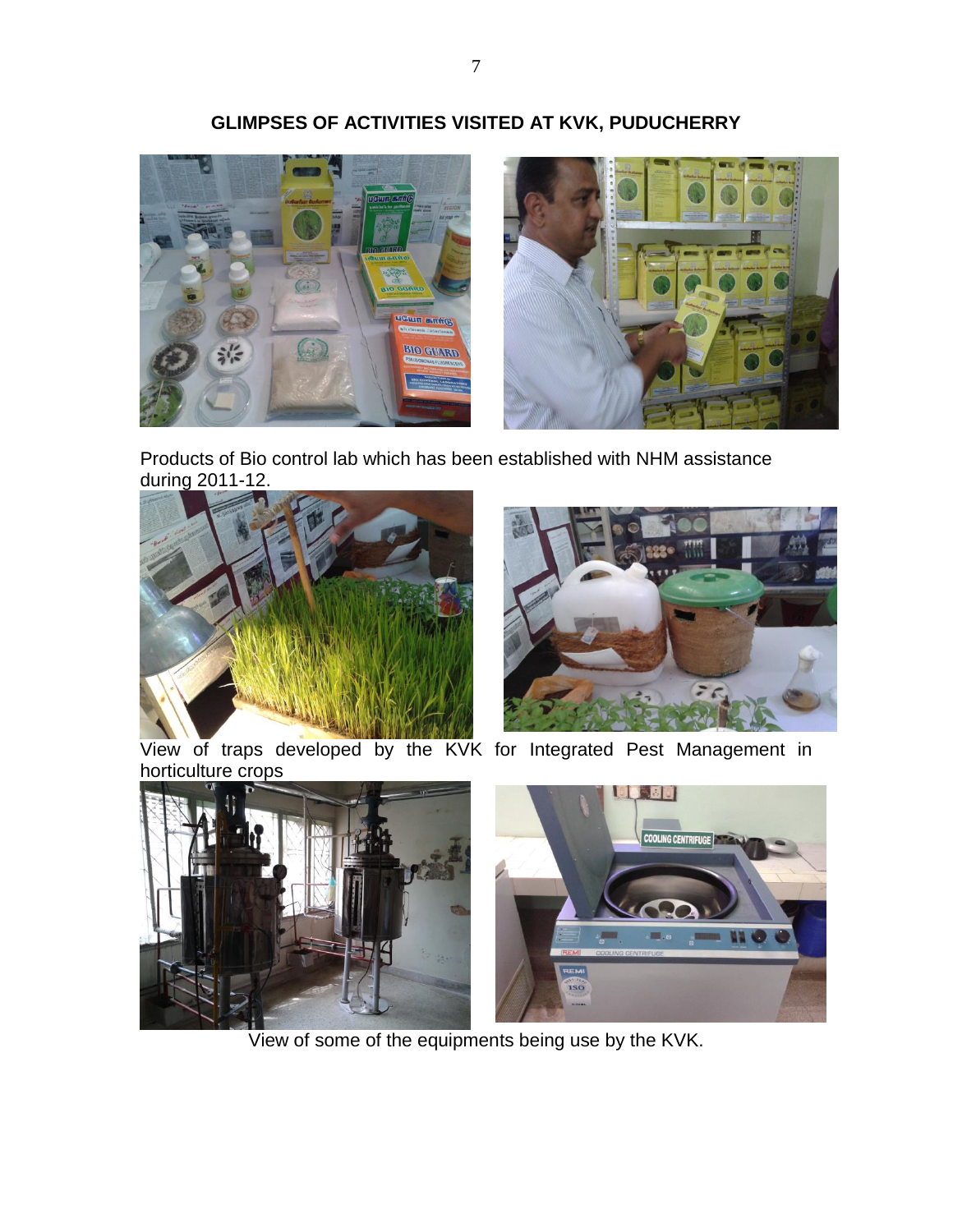**GLIMPSES OF ACTIVITIES VISITED AT KVK, PUDUCHERRY**

Products of Bio control lab which has been established with NHM assistance during 2011-12.

View of traps developed by the KVK for Integrated Pest Management in horticulture crops

View of some of the equipments being use by the KVK.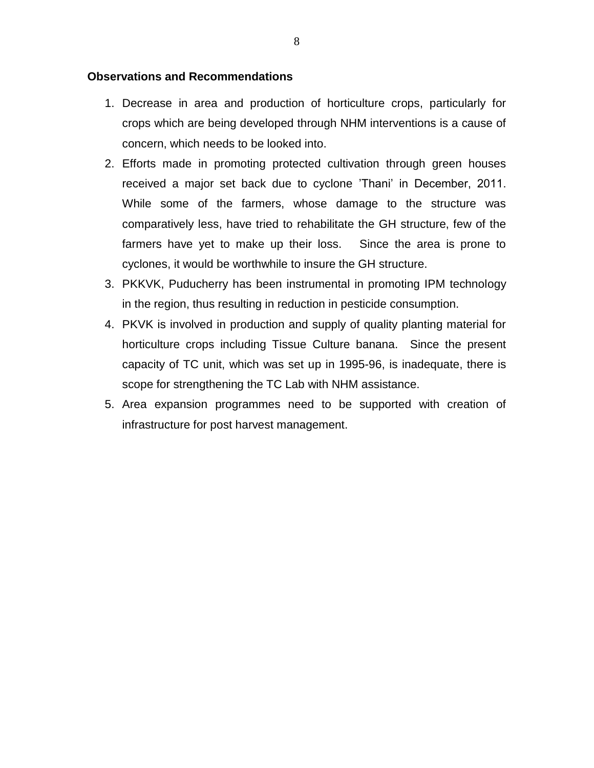**Observations and Recommendations**

1. Decrease in area and production of horticulture crops, particularly for crops which are being developed through NHM interventions is a cause of concern, which needs to be looked into.
2. Efforts made in promoting protected cultivation through green houses received a major set back due to cyclone 'Thani' in December, 2011. While some of the farmers, whose damage to the structure was comparatively less, have tried to rehabilitate the GH structure, few of the farmers have yet to make up their loss. Since the area is prone to cyclones, it would be worthwhile to insure the GH structure.
3. PKKVK, Puducherry has been instrumental in promoting IPM technology in the region, thus resulting in reduction in pesticide consumption.
4. PKVK is involved in production and supply of quality planting material for horticulture crops including Tissue Culture banana. Since the present capacity of TC unit, which was set up in 1995-96, is inadequate, there is scope for strengthening the TC Lab with NHM assistance.
5. Area expansion programmes need to be supported with creation of infrastructure for post harvest management.